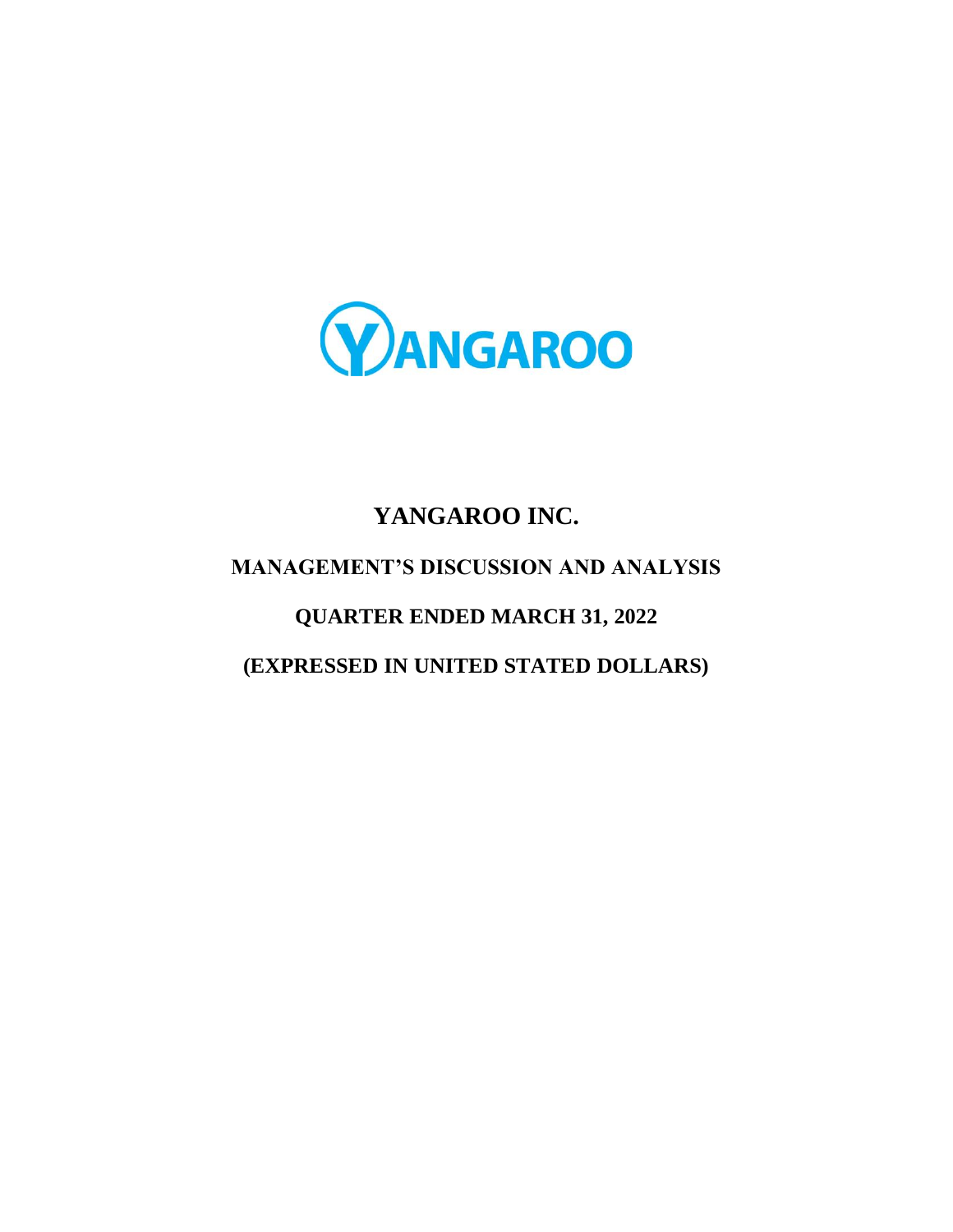# YANGAROO INC.

## MANAGEMENT'S DISCUSSION AND ANALYSIS

## QUARTER ENDED MARCH 31, 2022

## (EXPRESSED IN UNITED STATED DOLLARS)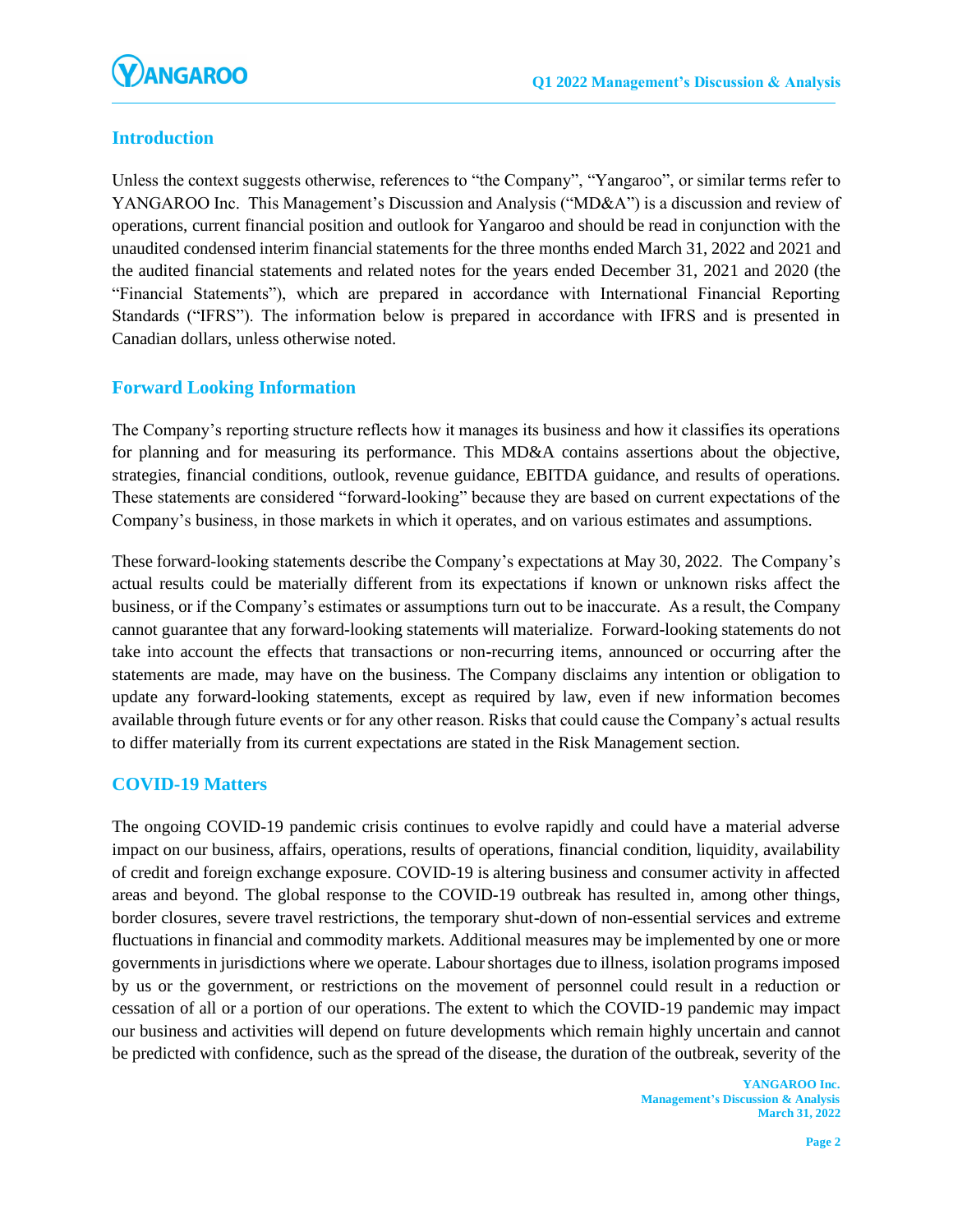## Introduction

Unless the context suggests otherwise, references to "the Company", "Yangaroo", or similar terms refer to YANGAROO Inc. This Management's Discussion and Analysis ("MD&A") is a discussion and review of operations, current financial position and outlook for Yangaroo and should be read in conjunction with the unaudited condensed interim financial statements for the three months ended March 31, 2022 and 2021 and the audited financial statements and related notes for the years ended December 31, 2021 and 2020 (the "Financial Statements"), which are prepared in accordance with International Financial Reporting Standards ("IFRS"). The information below is prepared in accordance with IFRS and is presented in Canadian dollars, unless otherwise noted.

## Forward Looking Information

The Company's reporting structure reflects how it manages its business and how it classifies its operations for planning and for measuring its performance. This MD&A contains assertions about the objective, strategies, financial conditions, outlook, revenue guidance, EBITDA guidance, and results of operations. These statements are considered "forward-looking" because they are based on current expectations of the Company's business, in those markets in which it operates, and on various estimates and assumptions.

These forward-looking statements describe the Company's expectations at May 30, 2022. The Company's actual results could be materially different from its expectations if known or unknown risks affect the business, or if the Company's estimates or assumptions turn out to be inaccurate. As a result, the Company cannot guarantee that any forward-looking statements will materialize. Forward-looking statements do not take into account the effects that transactions or non-recurring items, announced or occurring after the statements are made, may have on the business. The Company disclaims any intention or obligation to update any forward-looking statements, except as required by law, even if new information becomes available through future events or for any other reason. Risks that could cause the Company's actual results to differ materially from its current expectations are stated in the Risk Management section.

## COVID-19 Matters

The ongoing COVID-19 pandemic crisis continues to evolve rapidly and could have a material adverse impact on our business, affairs, operations, results of operations, financial condition, liquidity, availability of credit and foreign exchange exposure. COVID-19 is altering business and consumer activity in affected areas and beyond. The global response to the COVID-19 outbreak has resulted in, among other things, border closures, severe travel restrictions, the temporary shut-down of non-essential services and extreme fluctuations in financial and commodity markets. Additional measures may be implemented by one or more governments in jurisdictions where we operate. Labour shortages due to illness, isolation programs imposed by us or the government, or restrictions on the movement of personnel could result in a reduction or cessation of all or a portion of our operations. The extent to which the COVID-19 pandemic may impact our business and activities will depend on future developments which remain highly uncertain and cannot be predicted with confidence, such as the spread of the disease, the duration of the outbreak, severity of the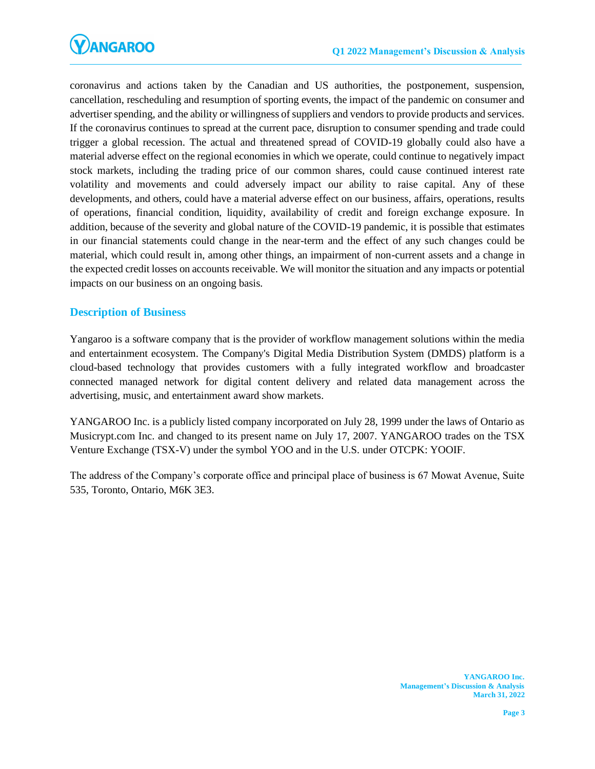coronavirus and actions taken by the Canadian and US authorities, the postponement, suspension, cancellation, rescheduling and resumption of sporting events, the impact of the pandemic on consumer and advertiser spending, and the ability or willingness of suppliers and vendors to provide products and services. If the coronavirus continues to spread at the current pace, disruption to consumer spending and trade could trigger a global recession. The actual and threatened spread of COVID-19 globally could also have a material adverse effect on the regional economies in which we operate, could continue to negatively impact stock markets, including the trading price of our common shares, could cause continued interest rate volatility and movements and could adversely impact our ability to raise capital. Any of these developments, and others, could have a material adverse effect on our business, affairs, operations, results of operations, financial condition, liquidity, availability of credit and foreign exchange exposure. In addition, because of the severity and global nature of the COVID-19 pandemic, it is possible that estimates in our financial statements could change in the near-term and the effect of any such changes could be material, which could result in, among other things, an impairment of non-current assets and a change in the expected credit losses on accounts receivable. We will monitor the situation and any impacts or potential impacts on our business on an ongoing basis.

## Description of Business

Yangaroo is a software company that is the provider of workflow management solutions within the media and entertainment ecosystem. The Company's Digital Media Distribution System (DMDS) platform is a cloud-based technology that provides customers with a fully integrated workflow and broadcaster connected managed network for digital content delivery and related data management across the advertising, music, and entertainment award show markets.

YANGAROO Inc. is a publicly listed company incorporated on July 28, 1999 under the laws of Ontario as Musicrypt.com Inc. and changed to its present name on July 17, 2007. YANGAROO trades on the TSX Venture Exchange (TSX-V) under the symbol YOO and in the U.S. under OTCPK: YOOIF.

The address of the Company's corporate office and principal place of business is 67 Mowat Avenue, Suite 535, Toronto, Ontario, M6K 3E3.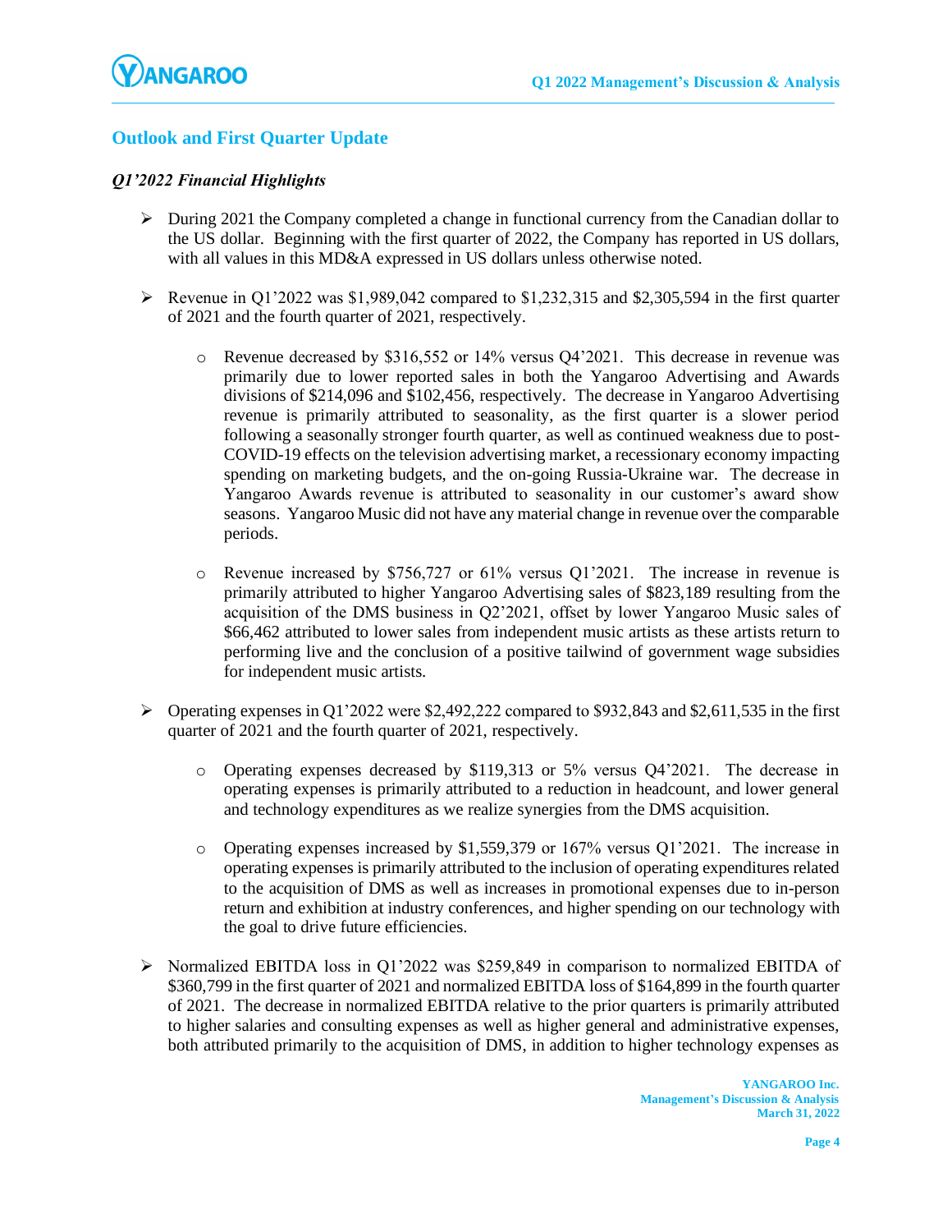## Outlook and First Quarter Update

### *Q1'2022 Financial Highlights*

- During 2021 the Company completed a change in functional currency from the Canadian dollar to the US dollar. Beginning with the first quarter of 2022, the Company has reported in US dollars, with all values in this MD&A expressed in US dollars unless otherwise noted.

- Revenue in Q1'2022 was $1,989,042 compared to $1,232,315 and $2,305,594 in the first quarter of 2021 and the fourth quarter of 2021, respectively.

    - Revenue decreased by $316,552 or 14% versus Q4'2021. This decrease in revenue was primarily due to lower reported sales in both the Yangaroo Advertising and Awards divisions of $214,096 and $102,456, respectively. The decrease in Yangaroo Advertising revenue is primarily attributed to seasonality, as the first quarter is a slower period following a seasonally stronger fourth quarter, as well as continued weakness due to post-COVID-19 effects on the television advertising market, a recessionary economy impacting spending on marketing budgets, and the on-going Russia-Ukraine war. The decrease in Yangaroo Awards revenue is attributed to seasonality in our customer's award show seasons. Yangaroo Music did not have any material change in revenue over the comparable periods.

    - Revenue increased by $756,727 or 61% versus Q1'2021. The increase in revenue is primarily attributed to higher Yangaroo Advertising sales of $823,189 resulting from the acquisition of the DMS business in Q2'2021, offset by lower Yangaroo Music sales of $66,462 attributed to lower sales from independent music artists as these artists return to performing live and the conclusion of a positive tailwind of government wage subsidies for independent music artists.

- Operating expenses in Q1'2022 were $2,492,222 compared to $932,843 and $2,611,535 in the first quarter of 2021 and the fourth quarter of 2021, respectively.

    - Operating expenses decreased by $119,313 or 5% versus Q4'2021. The decrease in operating expenses is primarily attributed to a reduction in headcount, and lower general and technology expenditures as we realize synergies from the DMS acquisition.

    - Operating expenses increased by $1,559,379 or 167% versus Q1'2021. The increase in operating expenses is primarily attributed to the inclusion of operating expenditures related to the acquisition of DMS as well as increases in promotional expenses due to in-person return and exhibition at industry conferences, and higher spending on our technology with the goal to drive future efficiencies.

- Normalized EBITDA loss in Q1'2022 was $259,849 in comparison to normalized EBITDA of $360,799 in the first quarter of 2021 and normalized EBITDA loss of $164,899 in the fourth quarter of 2021. The decrease in normalized EBITDA relative to the prior quarters is primarily attributed to higher salaries and consulting expenses as well as higher general and administrative expenses, both attributed primarily to the acquisition of DMS, in addition to higher technology expenses as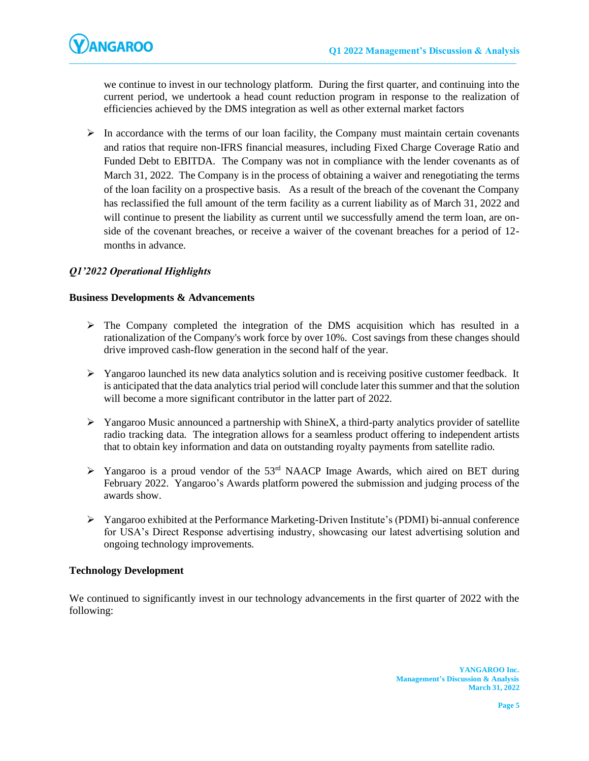we continue to invest in our technology platform. During the first quarter, and continuing into the current period, we undertook a head count reduction program in response to the realization of efficiencies achieved by the DMS integration as well as other external market factors

- In accordance with the terms of our loan facility, the Company must maintain certain covenants and ratios that require non-IFRS financial measures, including Fixed Charge Coverage Ratio and Funded Debt to EBITDA. The Company was not in compliance with the lender covenants as of March 31, 2022. The Company is in the process of obtaining a waiver and renegotiating the terms of the loan facility on a prospective basis. As a result of the breach of the covenant the Company has reclassified the full amount of the term facility as a current liability as of March 31, 2022 and will continue to present the liability as current until we successfully amend the term loan, are on-side of the covenant breaches, or receive a waiver of the covenant breaches for a period of 12-months in advance.

### *Q1'2022 Operational Highlights*

**Business Developments & Advancements**

- The Company completed the integration of the DMS acquisition which has resulted in a rationalization of the Company's work force by over 10%. Cost savings from these changes should drive improved cash-flow generation in the second half of the year.
- Yangaroo launched its new data analytics solution and is receiving positive customer feedback. It is anticipated that the data analytics trial period will conclude later this summer and that the solution will become a more significant contributor in the latter part of 2022.
- Yangaroo Music announced a partnership with ShineX, a third-party analytics provider of satellite radio tracking data. The integration allows for a seamless product offering to independent artists that to obtain key information and data on outstanding royalty payments from satellite radio.
- Yangaroo is a proud vendor of the 53rd NAACP Image Awards, which aired on BET during February 2022. Yangaroo's Awards platform powered the submission and judging process of the awards show.
- Yangaroo exhibited at the Performance Marketing-Driven Institute's (PDMI) bi-annual conference for USA's Direct Response advertising industry, showcasing our latest advertising solution and ongoing technology improvements.

**Technology Development**

We continued to significantly invest in our technology advancements in the first quarter of 2022 with the following: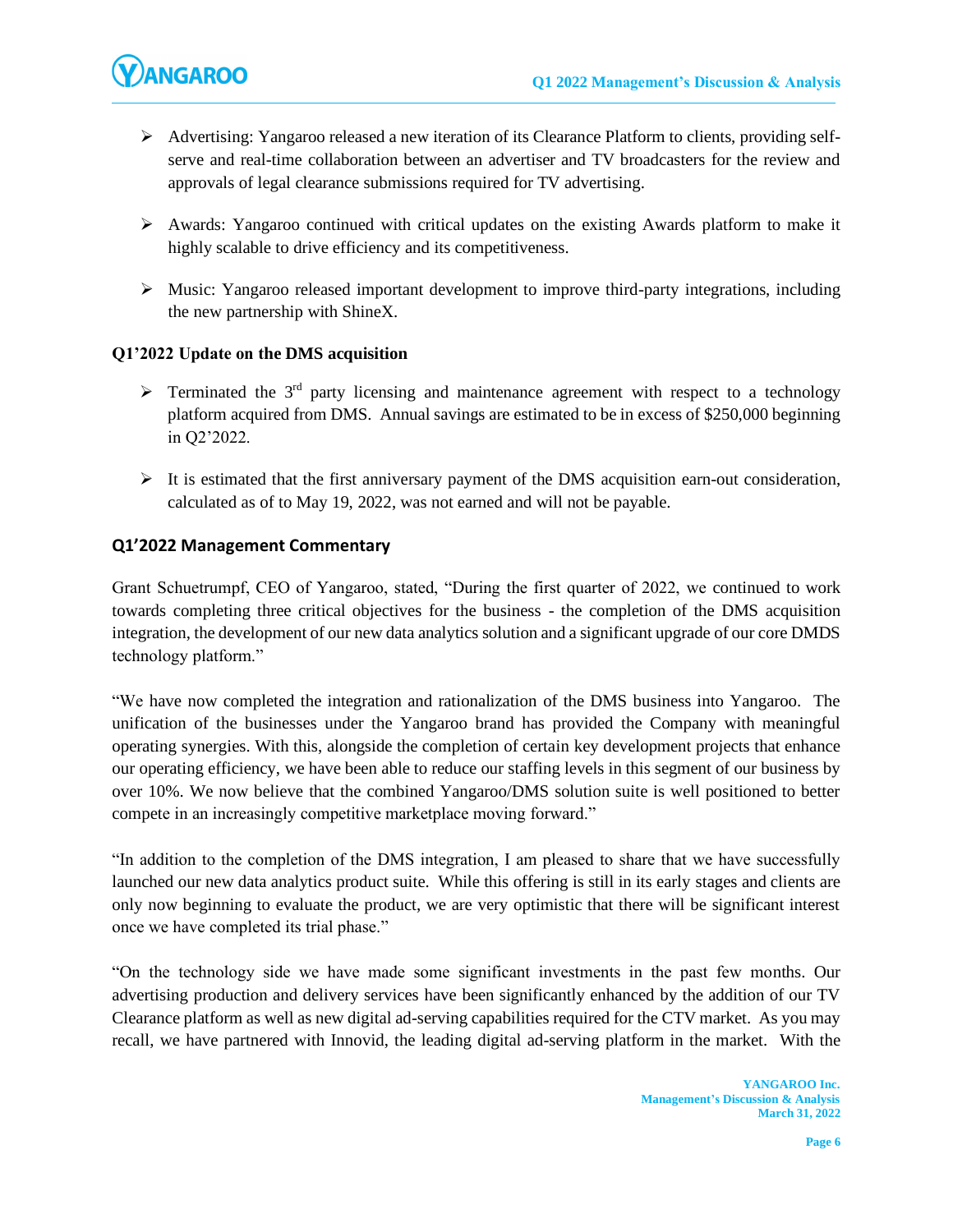- Advertising: Yangaroo released a new iteration of its Clearance Platform to clients, providing self-serve and real-time collaboration between an advertiser and TV broadcasters for the review and approvals of legal clearance submissions required for TV advertising.

- Awards: Yangaroo continued with critical updates on the existing Awards platform to make it highly scalable to drive efficiency and its competitiveness.

- Music: Yangaroo released important development to improve third-party integrations, including the new partnership with ShineX.

**Q1'2022 Update on the DMS acquisition**

- Terminated the 3rd party licensing and maintenance agreement with respect to a technology platform acquired from DMS. Annual savings are estimated to be in excess of $250,000 beginning in Q2'2022.

- It is estimated that the first anniversary payment of the DMS acquisition earn-out consideration, calculated as of to May 19, 2022, was not earned and will not be payable.

## Q1'2022 Management Commentary

Grant Schuetrumpf, CEO of Yangaroo, stated, "During the first quarter of 2022, we continued to work towards completing three critical objectives for the business - the completion of the DMS acquisition integration, the development of our new data analytics solution and a significant upgrade of our core DMDS technology platform."

"We have now completed the integration and rationalization of the DMS business into Yangaroo. The unification of the businesses under the Yangaroo brand has provided the Company with meaningful operating synergies. With this, alongside the completion of certain key development projects that enhance our operating efficiency, we have been able to reduce our staffing levels in this segment of our business by over 10%. We now believe that the combined Yangaroo/DMS solution suite is well positioned to better compete in an increasingly competitive marketplace moving forward."

"In addition to the completion of the DMS integration, I am pleased to share that we have successfully launched our new data analytics product suite. While this offering is still in its early stages and clients are only now beginning to evaluate the product, we are very optimistic that there will be significant interest once we have completed its trial phase."

"On the technology side we have made some significant investments in the past few months. Our advertising production and delivery services have been significantly enhanced by the addition of our TV Clearance platform as well as new digital ad-serving capabilities required for the CTV market. As you may recall, we have partnered with Innovid, the leading digital ad-serving platform in the market. With the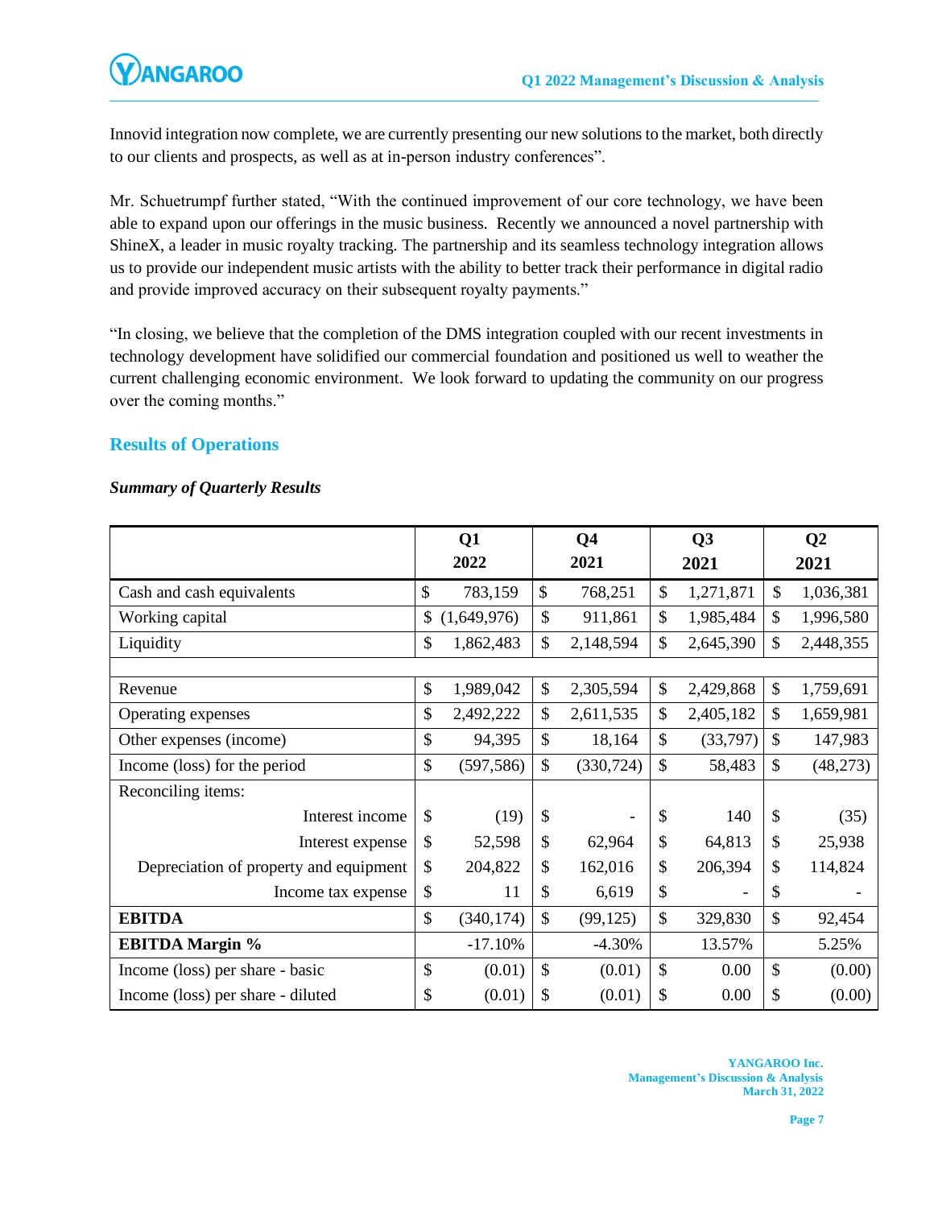Innovid integration now complete, we are currently presenting our new solutions to the market, both directly to our clients and prospects, as well as at in-person industry conferences".

Mr. Schuetrumpf further stated, "With the continued improvement of our core technology, we have been able to expand upon our offerings in the music business. Recently we announced a novel partnership with ShineX, a leader in music royalty tracking. The partnership and its seamless technology integration allows us to provide our independent music artists with the ability to better track their performance in digital radio and provide improved accuracy on their subsequent royalty payments."

"In closing, we believe that the completion of the DMS integration coupled with our recent investments in technology development have solidified our commercial foundation and positioned us well to weather the current challenging economic environment. We look forward to updating the community on our progress over the coming months."

## Results of Operations

***Summary of Quarterly Results***

| | Q1 2022 | Q4 2021 | Q3 2021 | Q2 2021 |
|---|---|---|---|---|
| Cash and cash equivalents | $ 783,159 | $ 768,251 | $ 1,271,871 | $ 1,036,381 |
| Working capital | $ (1,649,976) | $ 911,861 | $ 1,985,484 | $ 1,996,580 |
| Liquidity | $ 1,862,483 | $ 2,148,594 | $ 2,645,390 | $ 2,448,355 |
| | | | | |
| Revenue | $ 1,989,042 | $ 2,305,594 | $ 2,429,868 | $ 1,759,691 |
| Operating expenses | $ 2,492,222 | $ 2,611,535 | $ 2,405,182 | $ 1,659,981 |
| Other expenses (income) | $ 94,395 | $ 18,164 | $ (33,797) | $ 147,983 |
| Income (loss) for the period | $ (597,586) | $ (330,724) | $ 58,483 | $ (48,273) |
| Reconciling items: | | | | |
| Interest income | $ (19) | $ - | $ 140 | $ (35) |
| Interest expense | $ 52,598 | $ 62,964 | $ 64,813 | $ 25,938 |
| Depreciation of property and equipment | $ 204,822 | $ 162,016 | $ 206,394 | $ 114,824 |
| Income tax expense | $ 11 | $ 6,619 | $ - | $ - |
| **EBITDA** | $ (340,174) | $ (99,125) | $ 329,830 | $ 92,454 |
| **EBITDA Margin %** | -17.10% | -4.30% | 13.57% | 5.25% |
| Income (loss) per share - basic | $ (0.01) | $ (0.01) | $ 0.00 | $ (0.00) |
| Income (loss) per share - diluted | $ (0.01) | $ (0.01) | $ 0.00 | $ (0.00) |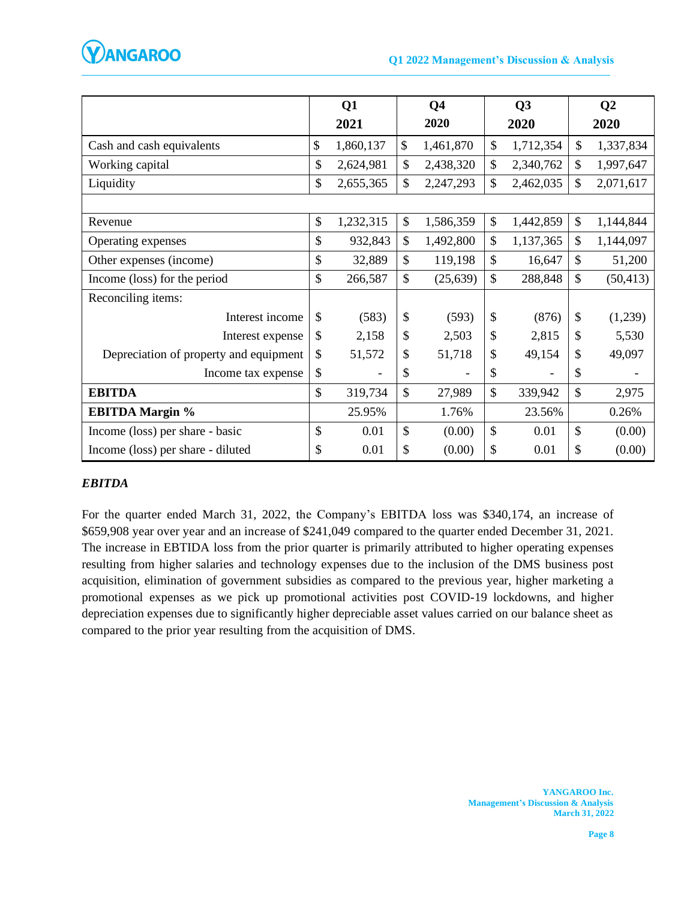| | Q1 2021 | Q4 2020 | Q3 2020 | Q2 2020 |
|---|---|---|---|---|
| Cash and cash equivalents | $ 1,860,137 | $ 1,461,870 | $ 1,712,354 | $ 1,337,834 |
| Working capital | $ 2,624,981 | $ 2,438,320 | $ 2,340,762 | $ 1,997,647 |
| Liquidity | $ 2,655,365 | $ 2,247,293 | $ 2,462,035 | $ 2,071,617 |
| | | | | |
| Revenue | $ 1,232,315 | $ 1,586,359 | $ 1,442,859 | $ 1,144,844 |
| Operating expenses | $ 932,843 | $ 1,492,800 | $ 1,137,365 | $ 1,144,097 |
| Other expenses (income) | $ 32,889 | $ 119,198 | $ 16,647 | $ 51,200 |
| Income (loss) for the period | $ 266,587 | $ (25,639) | $ 288,848 | $ (50,413) |
| Reconciling items: | | | | |
| Interest income | $ (583) | $ (593) | $ (876) | $ (1,239) |
| Interest expense | $ 2,158 | $ 2,503 | $ 2,815 | $ 5,530 |
| Depreciation of property and equipment | $ 51,572 | $ 51,718 | $ 49,154 | $ 49,097 |
| Income tax expense | $ - | $ - | $ - | $ - |
| **EBITDA** | $ 319,734 | $ 27,989 | $ 339,942 | $ 2,975 |
| **EBITDA Margin %** | 25.95% | 1.76% | 23.56% | 0.26% |
| Income (loss) per share - basic | $ 0.01 | $ (0.00) | $ 0.01 | $ (0.00) |
| Income (loss) per share - diluted | $ 0.01 | $ (0.00) | $ 0.01 | $ (0.00) |

### *EBITDA*

For the quarter ended March 31, 2022, the Company's EBITDA loss was $340,174, an increase of $659,908 year over year and an increase of $241,049 compared to the quarter ended December 31, 2021. The increase in EBTIDA loss from the prior quarter is primarily attributed to higher operating expenses resulting from higher salaries and technology expenses due to the inclusion of the DMS business post acquisition, elimination of government subsidies as compared to the previous year, higher marketing a promotional expenses as we pick up promotional activities post COVID-19 lockdowns, and higher depreciation expenses due to significantly higher depreciable asset values carried on our balance sheet as compared to the prior year resulting from the acquisition of DMS.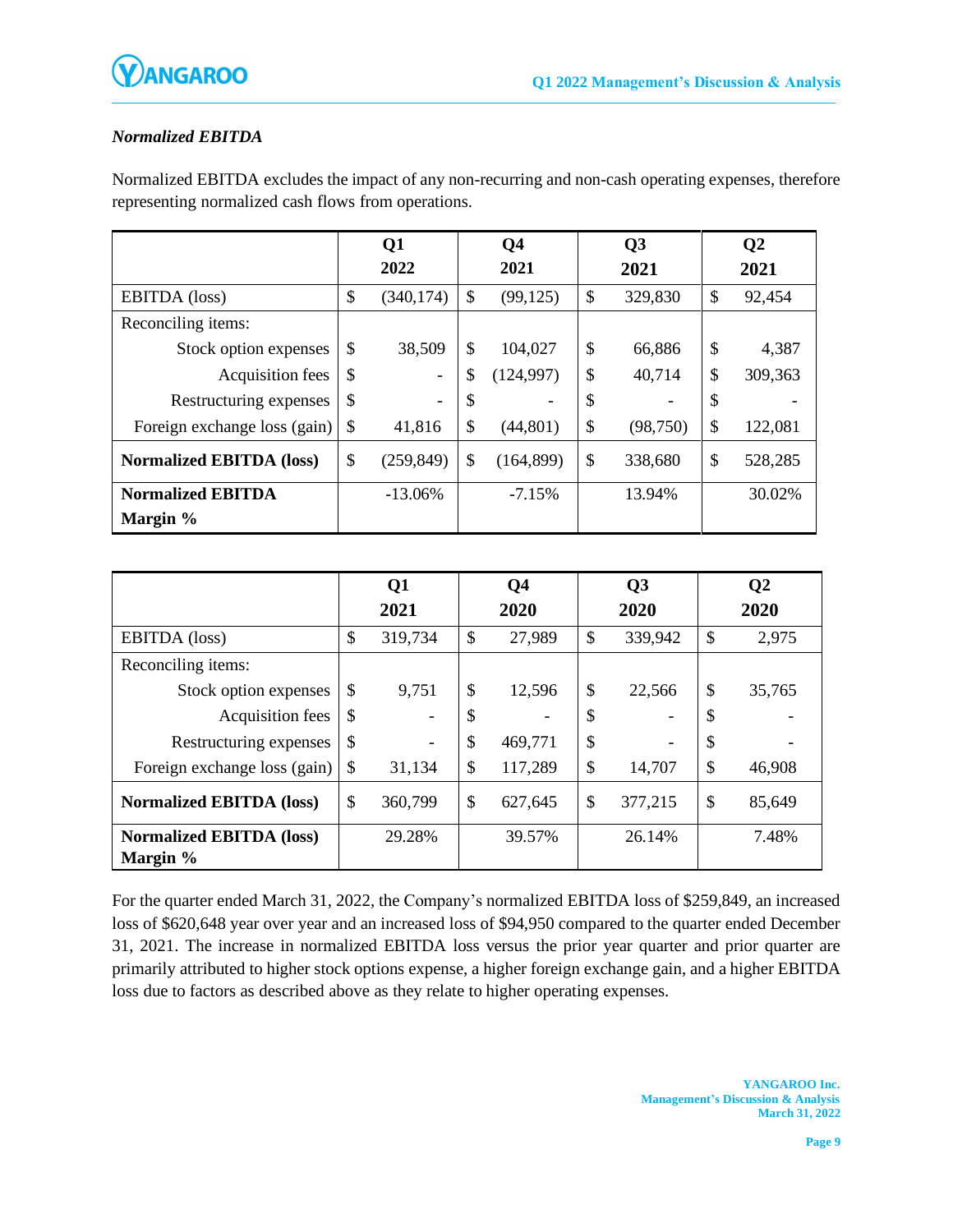### *Normalized EBITDA*

Normalized EBITDA excludes the impact of any non-recurring and non-cash operating expenses, therefore representing normalized cash flows from operations.

| | Q1 2022 | Q4 2021 | Q3 2021 | Q2 2021 |
|---|---|---|---|---|
| EBITDA (loss) | $ (340,174) | $ (99,125) | $ 329,830 | $ 92,454 |
| Reconciling items: | | | | |
| Stock option expenses | $ 38,509 | $ 104,027 | $ 66,886 | $ 4,387 |
| Acquisition fees | $ - | $ (124,997) | $ 40,714 | $ 309,363 |
| Restructuring expenses | $ - | $ - | $ - | $ - |
| Foreign exchange loss (gain) | $ 41,816 | $ (44,801) | $ (98,750) | $ 122,081 |
| **Normalized EBITDA (loss)** | $ (259,849) | $ (164,899) | $ 338,680 | $ 528,285 |
| **Normalized EBITDA Margin %** | -13.06% | -7.15% | 13.94% | 30.02% |

| | Q1 2021 | Q4 2020 | Q3 2020 | Q2 2020 |
|---|---|---|---|---|
| EBITDA (loss) | $ 319,734 | $ 27,989 | $ 339,942 | $ 2,975 |
| Reconciling items: | | | | |
| Stock option expenses | $ 9,751 | $ 12,596 | $ 22,566 | $ 35,765 |
| Acquisition fees | $ - | $ - | $ - | $ - |
| Restructuring expenses | $ - | $ 469,771 | $ - | $ - |
| Foreign exchange loss (gain) | $ 31,134 | $ 117,289 | $ 14,707 | $ 46,908 |
| **Normalized EBITDA (loss)** | $ 360,799 | $ 627,645 | $ 377,215 | $ 85,649 |
| **Normalized EBITDA (loss) Margin %** | 29.28% | 39.57% | 26.14% | 7.48% |

For the quarter ended March 31, 2022, the Company's normalized EBITDA loss of $259,849, an increased loss of $620,648 year over year and an increased loss of $94,950 compared to the quarter ended December 31, 2021. The increase in normalized EBITDA loss versus the prior year quarter and prior quarter are primarily attributed to higher stock options expense, a higher foreign exchange gain, and a higher EBITDA loss due to factors as described above as they relate to higher operating expenses.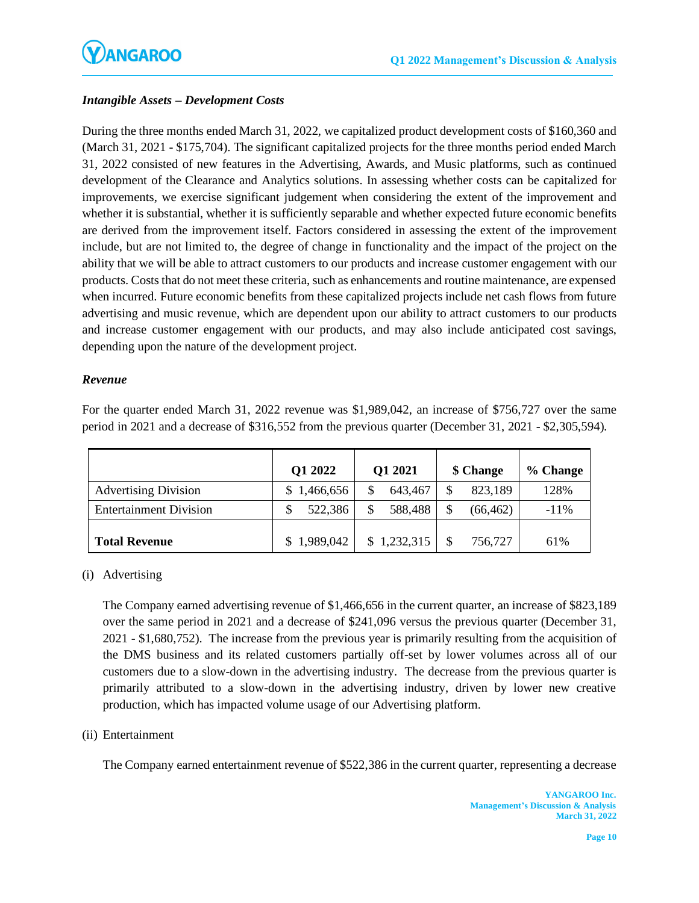### *Intangible Assets – Development Costs*

During the three months ended March 31, 2022, we capitalized product development costs of $160,360 and (March 31, 2021 - $175,704). The significant capitalized projects for the three months period ended March 31, 2022 consisted of new features in the Advertising, Awards, and Music platforms, such as continued development of the Clearance and Analytics solutions. In assessing whether costs can be capitalized for improvements, we exercise significant judgement when considering the extent of the improvement and whether it is substantial, whether it is sufficiently separable and whether expected future economic benefits are derived from the improvement itself. Factors considered in assessing the extent of the improvement include, but are not limited to, the degree of change in functionality and the impact of the project on the ability that we will be able to attract customers to our products and increase customer engagement with our products. Costs that do not meet these criteria, such as enhancements and routine maintenance, are expensed when incurred. Future economic benefits from these capitalized projects include net cash flows from future advertising and music revenue, which are dependent upon our ability to attract customers to our products and increase customer engagement with our products, and may also include anticipated cost savings, depending upon the nature of the development project.

### *Revenue*

For the quarter ended March 31, 2022 revenue was $1,989,042, an increase of $756,727 over the same period in 2021 and a decrease of $316,552 from the previous quarter (December 31, 2021 - $2,305,594).

| | Q1 2022 | Q1 2021 | $ Change | % Change |
|---|---|---|---|---|
| Advertising Division | $ 1,466,656 | $ 643,467 | $ 823,189 | 128% |
| Entertainment Division | $ 522,386 | $ 588,488 | $ (66,462) | -11% |
| **Total Revenue** | $ 1,989,042 | $ 1,232,315 | $ 756,727 | 61% |

(i) Advertising

The Company earned advertising revenue of $1,466,656 in the current quarter, an increase of $823,189 over the same period in 2021 and a decrease of $241,096 versus the previous quarter (December 31, 2021 - $1,680,752). The increase from the previous year is primarily resulting from the acquisition of the DMS business and its related customers partially off-set by lower volumes across all of our customers due to a slow-down in the advertising industry. The decrease from the previous quarter is primarily attributed to a slow-down in the advertising industry, driven by lower new creative production, which has impacted volume usage of our Advertising platform.

(ii) Entertainment

The Company earned entertainment revenue of $522,386 in the current quarter, representing a decrease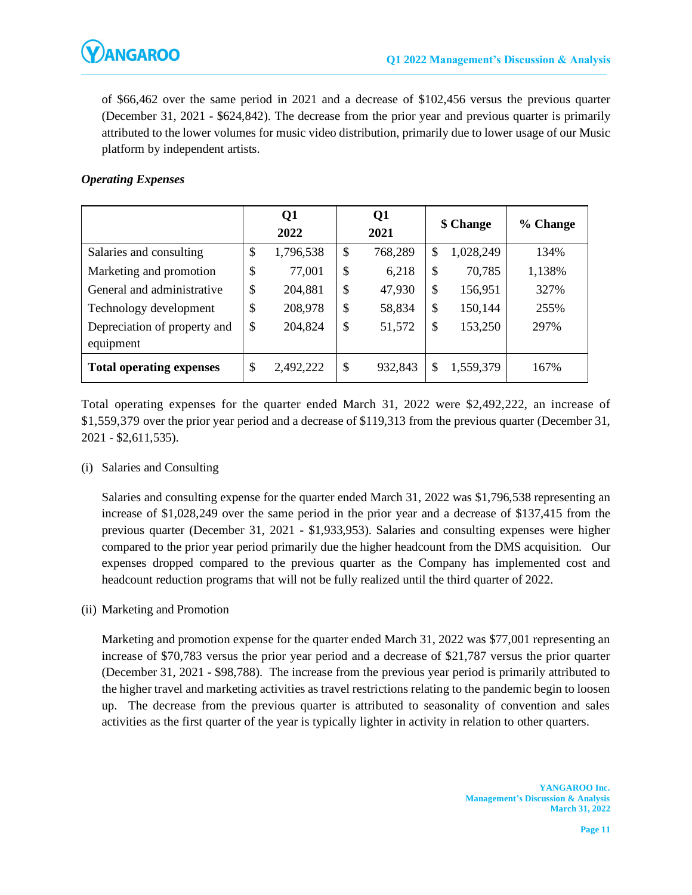of $66,462 over the same period in 2021 and a decrease of $102,456 versus the previous quarter (December 31, 2021 - $624,842). The decrease from the prior year and previous quarter is primarily attributed to the lower volumes for music video distribution, primarily due to lower usage of our Music platform by independent artists.

***Operating Expenses***

| | Q1 2022 | Q1 2021 | $ Change | % Change |
|---|---|---|---|---|
| Salaries and consulting | $ 1,796,538 | $ 768,289 | $ 1,028,249 | 134% |
| Marketing and promotion | $ 77,001 | $ 6,218 | $ 70,785 | 1,138% |
| General and administrative | $ 204,881 | $ 47,930 | $ 156,951 | 327% |
| Technology development | $ 208,978 | $ 58,834 | $ 150,144 | 255% |
| Depreciation of property and equipment | $ 204,824 | $ 51,572 | $ 153,250 | 297% |
| **Total operating expenses** | $ 2,492,222 | $ 932,843 | $ 1,559,379 | 167% |

Total operating expenses for the quarter ended March 31, 2022 were $2,492,222, an increase of $1,559,379 over the prior year period and a decrease of $119,313 from the previous quarter (December 31, 2021 - $2,611,535).

(i) Salaries and Consulting

Salaries and consulting expense for the quarter ended March 31, 2022 was $1,796,538 representing an increase of $1,028,249 over the same period in the prior year and a decrease of $137,415 from the previous quarter (December 31, 2021 - $1,933,953). Salaries and consulting expenses were higher compared to the prior year period primarily due the higher headcount from the DMS acquisition. Our expenses dropped compared to the previous quarter as the Company has implemented cost and headcount reduction programs that will not be fully realized until the third quarter of 2022.

(ii) Marketing and Promotion

Marketing and promotion expense for the quarter ended March 31, 2022 was $77,001 representing an increase of $70,783 versus the prior year period and a decrease of $21,787 versus the prior quarter (December 31, 2021 - $98,788). The increase from the previous year period is primarily attributed to the higher travel and marketing activities as travel restrictions relating to the pandemic begin to loosen up. The decrease from the previous quarter is attributed to seasonality of convention and sales activities as the first quarter of the year is typically lighter in activity in relation to other quarters.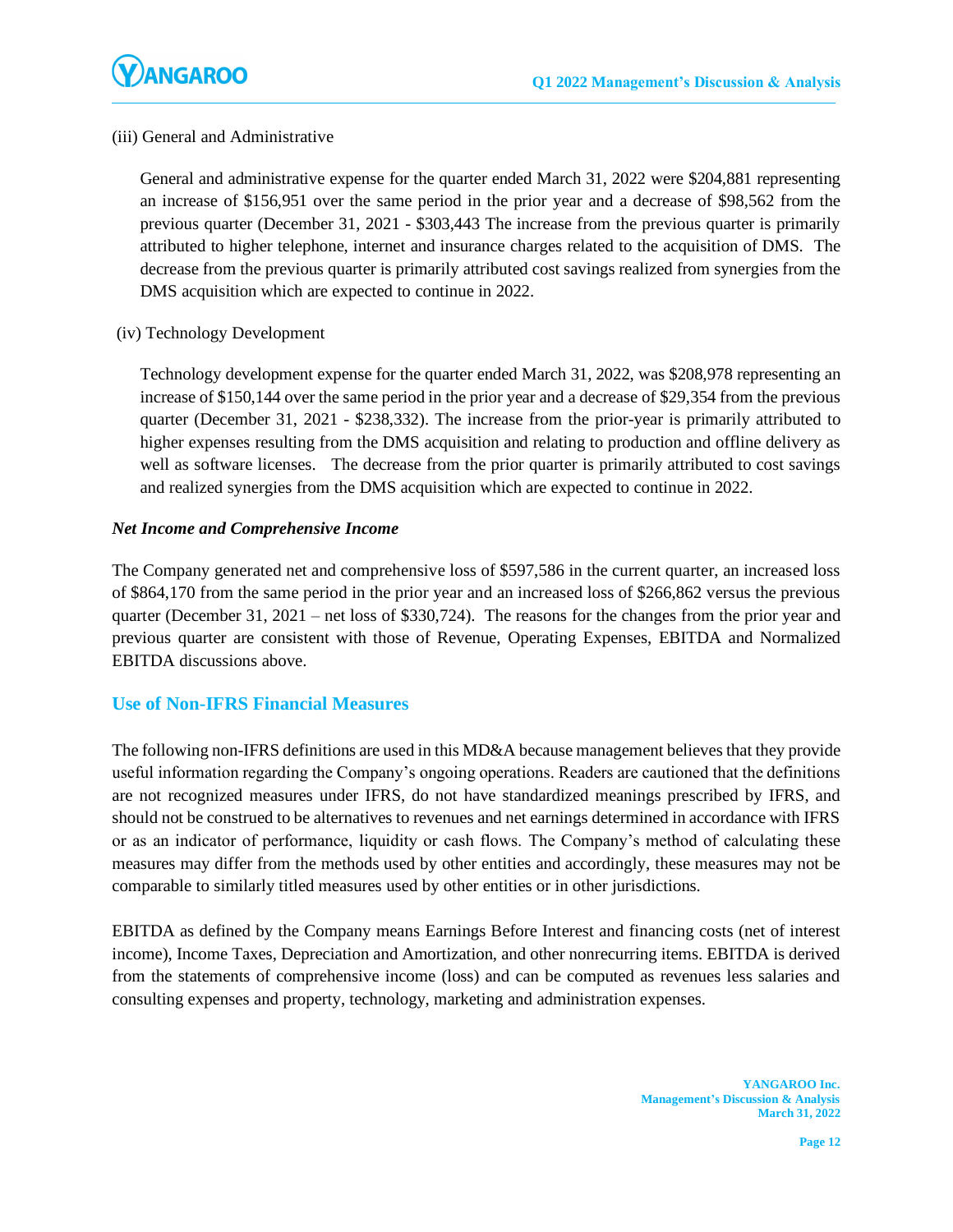(iii) General and Administrative

General and administrative expense for the quarter ended March 31, 2022 were $204,881 representing an increase of $156,951 over the same period in the prior year and a decrease of $98,562 from the previous quarter (December 31, 2021 - $303,443 The increase from the previous quarter is primarily attributed to higher telephone, internet and insurance charges related to the acquisition of DMS. The decrease from the previous quarter is primarily attributed cost savings realized from synergies from the DMS acquisition which are expected to continue in 2022.

(iv) Technology Development

Technology development expense for the quarter ended March 31, 2022, was $208,978 representing an increase of $150,144 over the same period in the prior year and a decrease of $29,354 from the previous quarter (December 31, 2021 - $238,332). The increase from the prior-year is primarily attributed to higher expenses resulting from the DMS acquisition and relating to production and offline delivery as well as software licenses. The decrease from the prior quarter is primarily attributed to cost savings and realized synergies from the DMS acquisition which are expected to continue in 2022.

***Net Income and Comprehensive Income***

The Company generated net and comprehensive loss of $597,586 in the current quarter, an increased loss of $864,170 from the same period in the prior year and an increased loss of $266,862 versus the previous quarter (December 31, 2021 – net loss of $330,724). The reasons for the changes from the prior year and previous quarter are consistent with those of Revenue, Operating Expenses, EBITDA and Normalized EBITDA discussions above.

## Use of Non-IFRS Financial Measures

The following non-IFRS definitions are used in this MD&A because management believes that they provide useful information regarding the Company's ongoing operations. Readers are cautioned that the definitions are not recognized measures under IFRS, do not have standardized meanings prescribed by IFRS, and should not be construed to be alternatives to revenues and net earnings determined in accordance with IFRS or as an indicator of performance, liquidity or cash flows. The Company's method of calculating these measures may differ from the methods used by other entities and accordingly, these measures may not be comparable to similarly titled measures used by other entities or in other jurisdictions.

EBITDA as defined by the Company means Earnings Before Interest and financing costs (net of interest income), Income Taxes, Depreciation and Amortization, and other nonrecurring items. EBITDA is derived from the statements of comprehensive income (loss) and can be computed as revenues less salaries and consulting expenses and property, technology, marketing and administration expenses.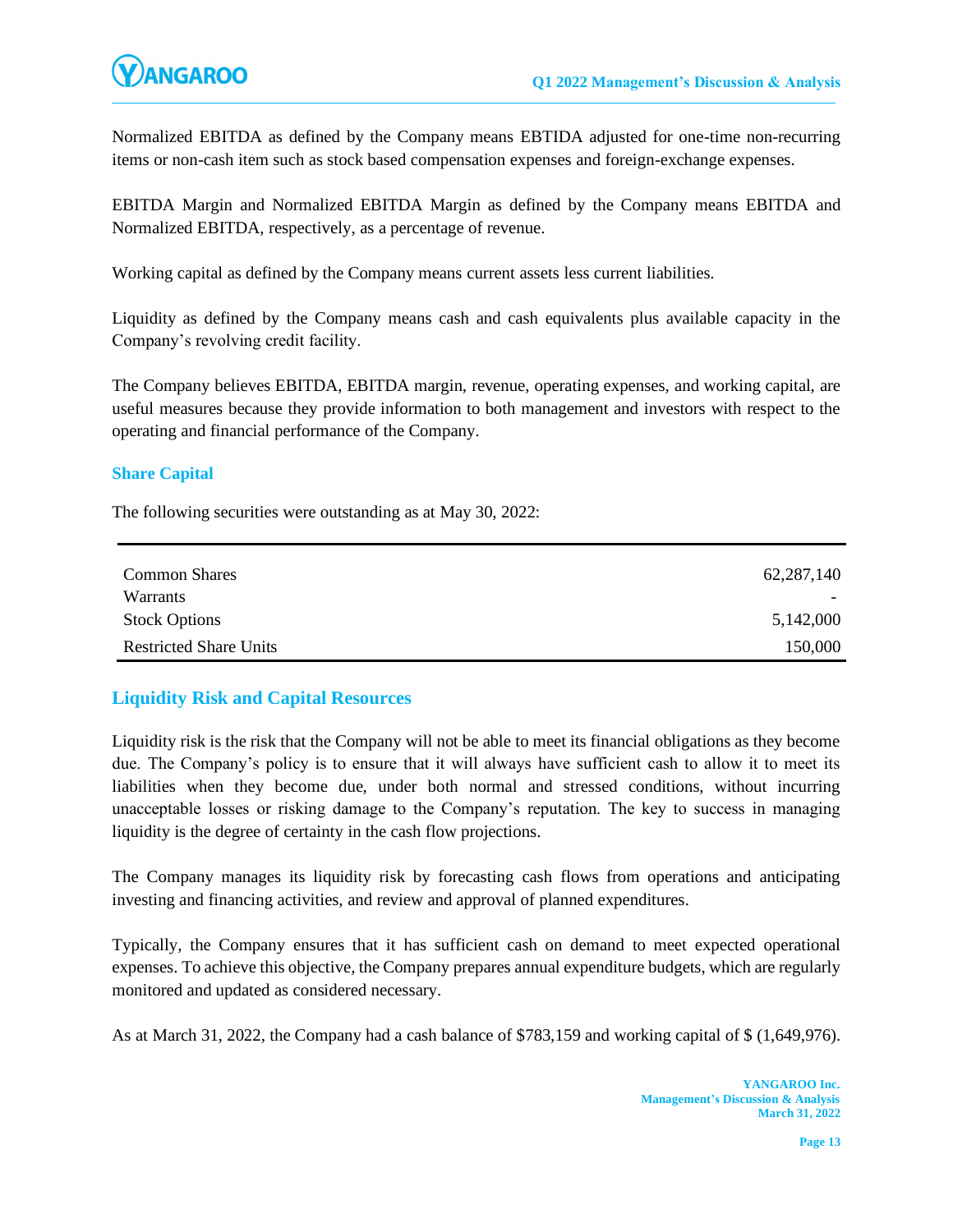Normalized EBITDA as defined by the Company means EBTIDA adjusted for one-time non-recurring items or non-cash item such as stock based compensation expenses and foreign-exchange expenses.

EBITDA Margin and Normalized EBITDA Margin as defined by the Company means EBITDA and Normalized EBITDA, respectively, as a percentage of revenue.

Working capital as defined by the Company means current assets less current liabilities.

Liquidity as defined by the Company means cash and cash equivalents plus available capacity in the Company's revolving credit facility.

The Company believes EBITDA, EBITDA margin, revenue, operating expenses, and working capital, are useful measures because they provide information to both management and investors with respect to the operating and financial performance of the Company.

### Share Capital

The following securities were outstanding as at May 30, 2022:

| | |
|---|---|
| Common Shares | 62,287,140 |
| Warrants | - |
| Stock Options | 5,142,000 |
| Restricted Share Units | 150,000 |

## Liquidity Risk and Capital Resources

Liquidity risk is the risk that the Company will not be able to meet its financial obligations as they become due. The Company's policy is to ensure that it will always have sufficient cash to allow it to meet its liabilities when they become due, under both normal and stressed conditions, without incurring unacceptable losses or risking damage to the Company's reputation. The key to success in managing liquidity is the degree of certainty in the cash flow projections.

The Company manages its liquidity risk by forecasting cash flows from operations and anticipating investing and financing activities, and review and approval of planned expenditures.

Typically, the Company ensures that it has sufficient cash on demand to meet expected operational expenses. To achieve this objective, the Company prepares annual expenditure budgets, which are regularly monitored and updated as considered necessary.

As at March 31, 2022, the Company had a cash balance of $783,159 and working capital of $ (1,649,976).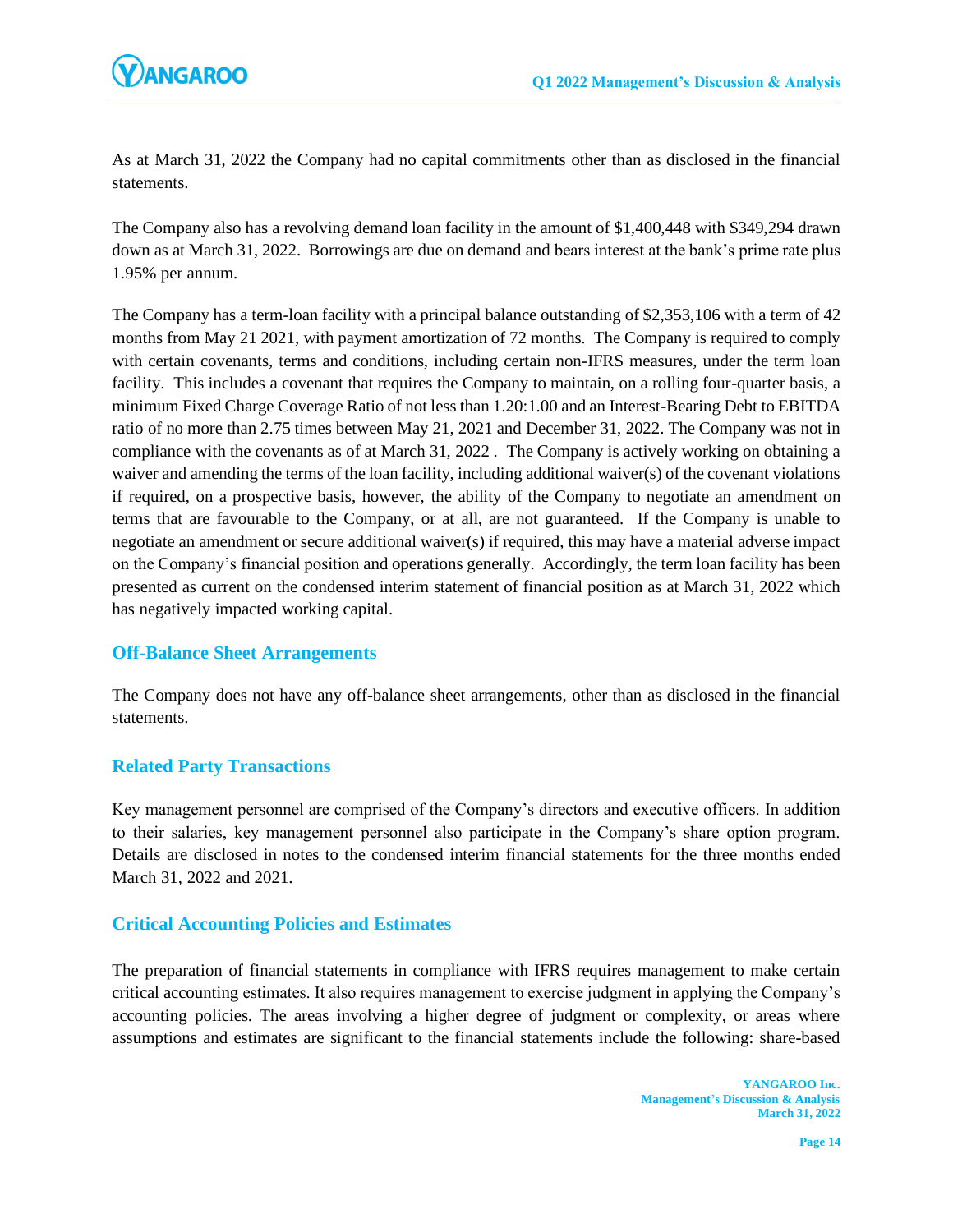As at March 31, 2022 the Company had no capital commitments other than as disclosed in the financial statements.

The Company also has a revolving demand loan facility in the amount of $1,400,448 with $349,294 drawn down as at March 31, 2022. Borrowings are due on demand and bears interest at the bank's prime rate plus 1.95% per annum.

The Company has a term-loan facility with a principal balance outstanding of $2,353,106 with a term of 42 months from May 21 2021, with payment amortization of 72 months. The Company is required to comply with certain covenants, terms and conditions, including certain non-IFRS measures, under the term loan facility. This includes a covenant that requires the Company to maintain, on a rolling four-quarter basis, a minimum Fixed Charge Coverage Ratio of not less than 1.20:1.00 and an Interest-Bearing Debt to EBITDA ratio of no more than 2.75 times between May 21, 2021 and December 31, 2022. The Company was not in compliance with the covenants as of at March 31, 2022 . The Company is actively working on obtaining a waiver and amending the terms of the loan facility, including additional waiver(s) of the covenant violations if required, on a prospective basis, however, the ability of the Company to negotiate an amendment on terms that are favourable to the Company, or at all, are not guaranteed. If the Company is unable to negotiate an amendment or secure additional waiver(s) if required, this may have a material adverse impact on the Company's financial position and operations generally. Accordingly, the term loan facility has been presented as current on the condensed interim statement of financial position as at March 31, 2022 which has negatively impacted working capital.

## Off-Balance Sheet Arrangements

The Company does not have any off-balance sheet arrangements, other than as disclosed in the financial statements.

## Related Party Transactions

Key management personnel are comprised of the Company's directors and executive officers. In addition to their salaries, key management personnel also participate in the Company's share option program. Details are disclosed in notes to the condensed interim financial statements for the three months ended March 31, 2022 and 2021.

## Critical Accounting Policies and Estimates

The preparation of financial statements in compliance with IFRS requires management to make certain critical accounting estimates. It also requires management to exercise judgment in applying the Company's accounting policies. The areas involving a higher degree of judgment or complexity, or areas where assumptions and estimates are significant to the financial statements include the following: share-based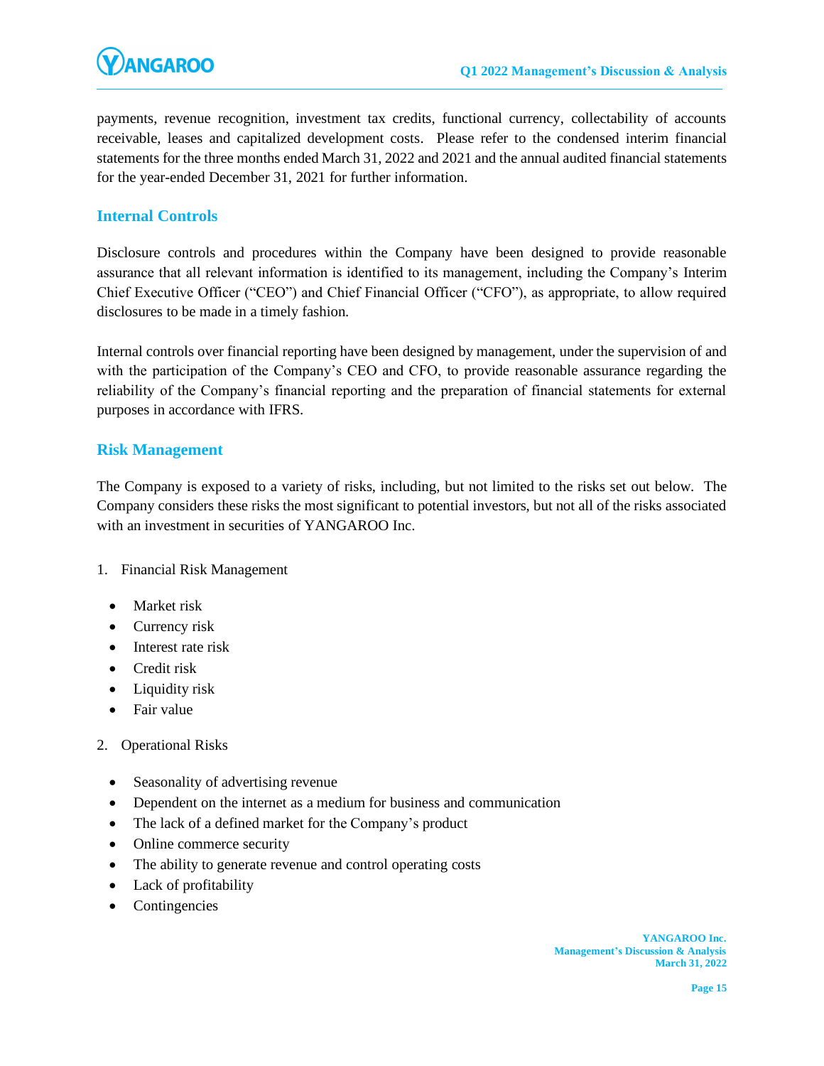payments, revenue recognition, investment tax credits, functional currency, collectability of accounts receivable, leases and capitalized development costs. Please refer to the condensed interim financial statements for the three months ended March 31, 2022 and 2021 and the annual audited financial statements for the year-ended December 31, 2021 for further information.

## Internal Controls

Disclosure controls and procedures within the Company have been designed to provide reasonable assurance that all relevant information is identified to its management, including the Company's Interim Chief Executive Officer ("CEO") and Chief Financial Officer ("CFO"), as appropriate, to allow required disclosures to be made in a timely fashion.

Internal controls over financial reporting have been designed by management, under the supervision of and with the participation of the Company's CEO and CFO, to provide reasonable assurance regarding the reliability of the Company's financial reporting and the preparation of financial statements for external purposes in accordance with IFRS.

## Risk Management

The Company is exposed to a variety of risks, including, but not limited to the risks set out below. The Company considers these risks the most significant to potential investors, but not all of the risks associated with an investment in securities of YANGAROO Inc.

1. Financial Risk Management

   - Market risk
   - Currency risk
   - Interest rate risk
   - Credit risk
   - Liquidity risk
   - Fair value

2. Operational Risks

   - Seasonality of advertising revenue
   - Dependent on the internet as a medium for business and communication
   - The lack of a defined market for the Company's product
   - Online commerce security
   - The ability to generate revenue and control operating costs
   - Lack of profitability
   - Contingencies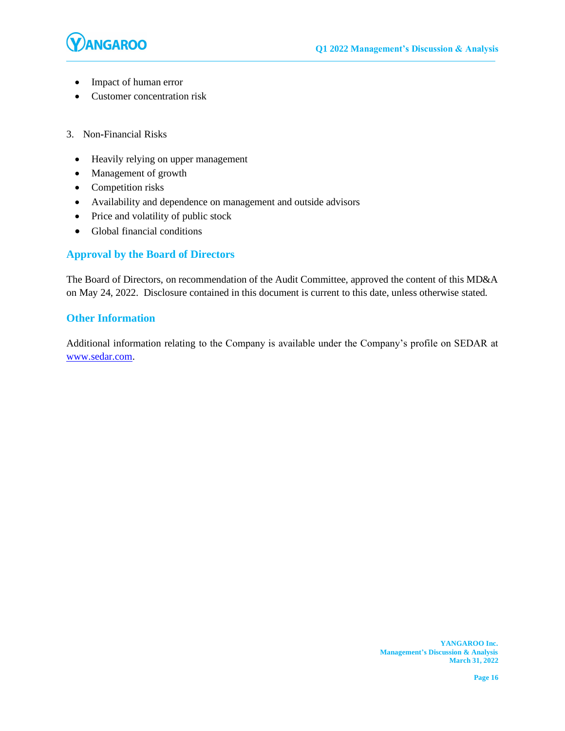- Impact of human error
- Customer concentration risk

3. Non-Financial Risks

- Heavily relying on upper management
- Management of growth
- Competition risks
- Availability and dependence on management and outside advisors
- Price and volatility of public stock
- Global financial conditions

## Approval by the Board of Directors

The Board of Directors, on recommendation of the Audit Committee, approved the content of this MD&A on May 24, 2022. Disclosure contained in this document is current to this date, unless otherwise stated.

## Other Information

Additional information relating to the Company is available under the Company's profile on SEDAR at www.sedar.com.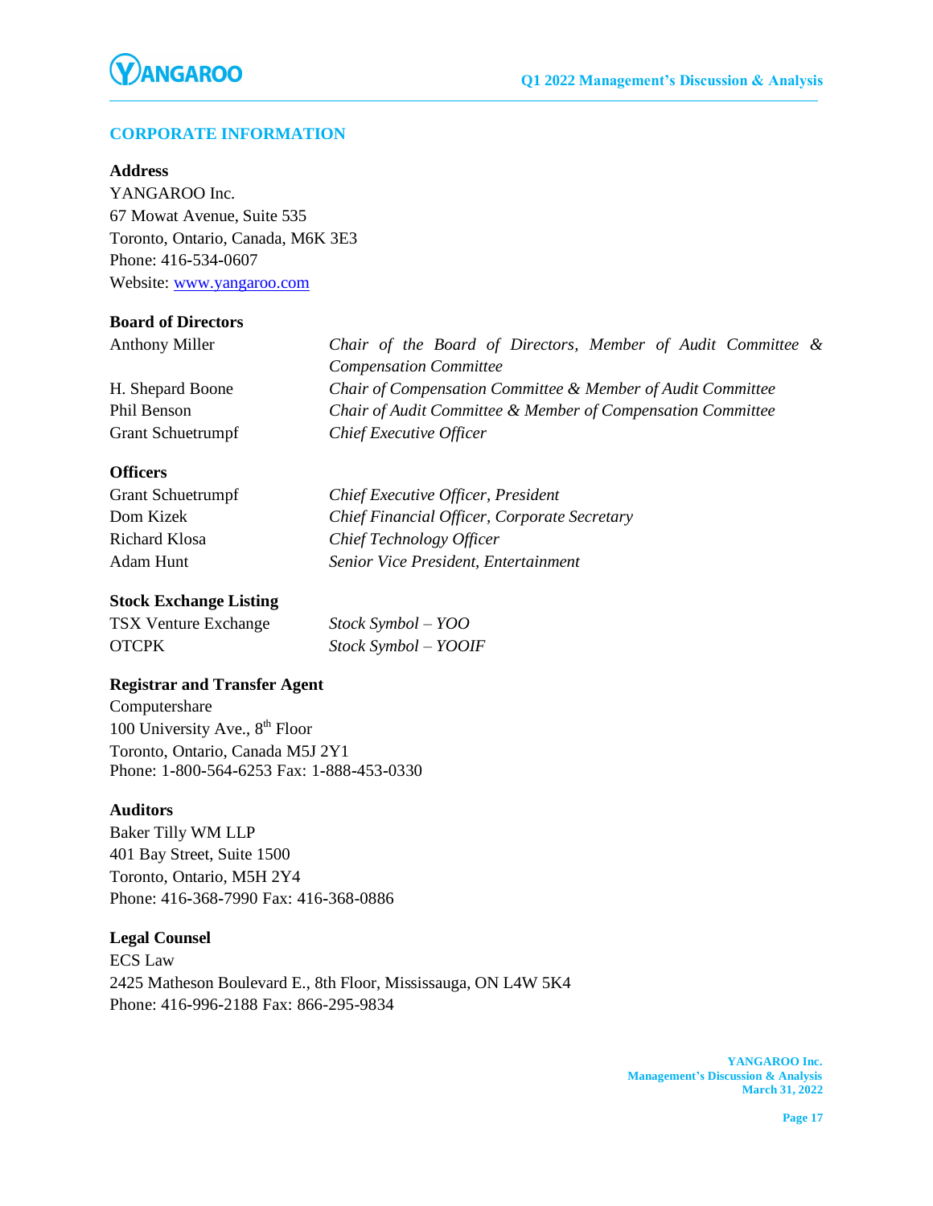## CORPORATE INFORMATION

**Address**

YANGAROO Inc.
67 Mowat Avenue, Suite 535
Toronto, Ontario, Canada, M6K 3E3
Phone: 416-534-0607
Website: www.yangaroo.com

**Board of Directors**

| | |
|---|---|
| Anthony Miller | *Chair of the Board of Directors, Member of Audit Committee & Compensation Committee* |
| H. Shepard Boone | *Chair of Compensation Committee & Member of Audit Committee* |
| Phil Benson | *Chair of Audit Committee & Member of Compensation Committee* |
| Grant Schuetrumpf | *Chief Executive Officer* |

**Officers**

| | |
|---|---|
| Grant Schuetrumpf | *Chief Executive Officer, President* |
| Dom Kizek | *Chief Financial Officer, Corporate Secretary* |
| Richard Klosa | *Chief Technology Officer* |
| Adam Hunt | *Senior Vice President, Entertainment* |

**Stock Exchange Listing**

| | |
|---|---|
| TSX Venture Exchange | *Stock Symbol – YOO* |
| OTCPK | *Stock Symbol – YOOIF* |

**Registrar and Transfer Agent**

Computershare
100 University Ave., 8th Floor
Toronto, Ontario, Canada M5J 2Y1
Phone: 1-800-564-6253 Fax: 1-888-453-0330

**Auditors**

Baker Tilly WM LLP
401 Bay Street, Suite 1500
Toronto, Ontario, M5H 2Y4
Phone: 416-368-7990 Fax: 416-368-0886

**Legal Counsel**

ECS Law
2425 Matheson Boulevard E., 8th Floor, Mississauga, ON L4W 5K4
Phone: 416-996-2188 Fax: 866-295-9834